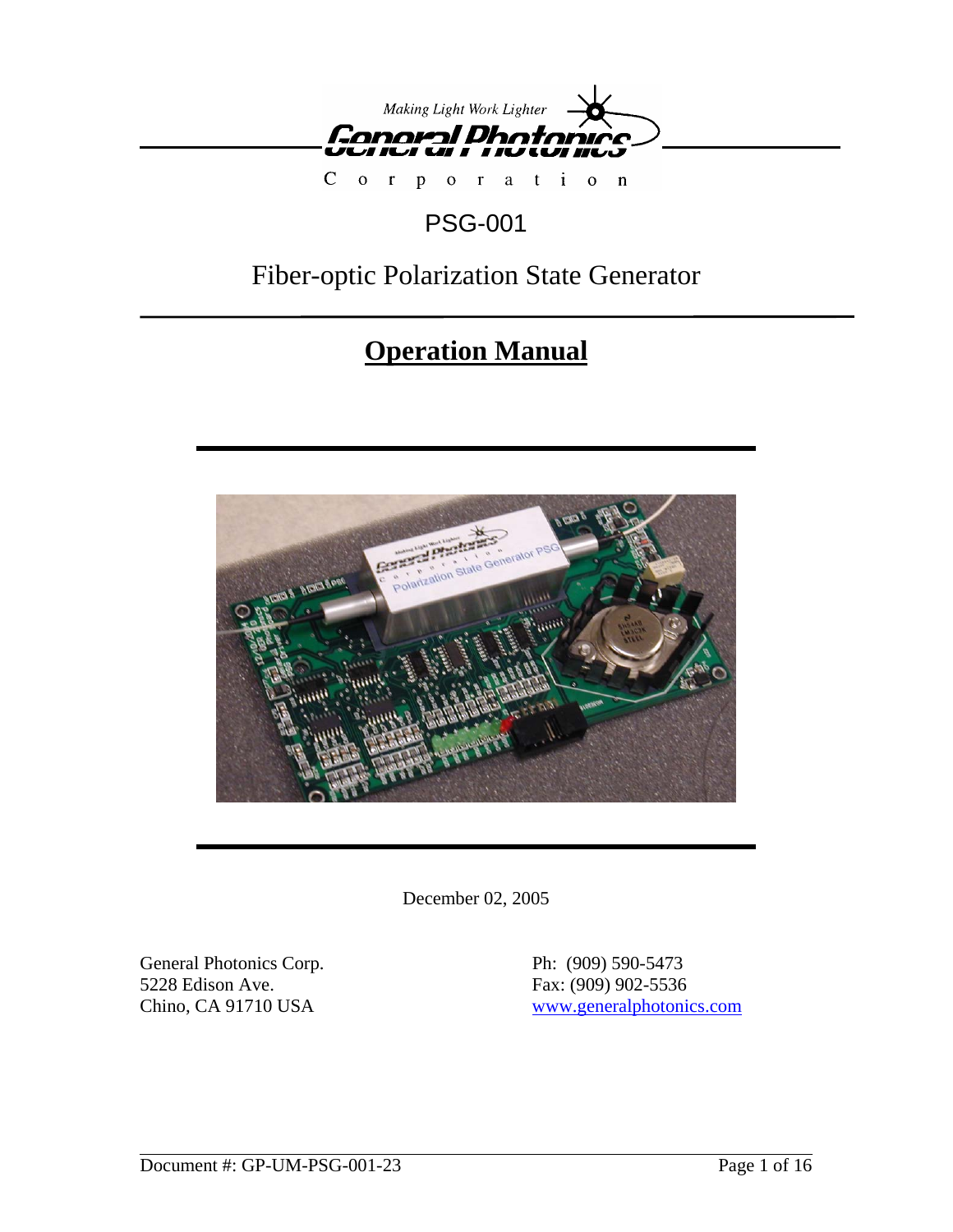Making Light Work Lighter

General Photonics

Corporation

# PSG-001

## Fiber-optic Polarization State Generator

## Operation Manual

December 02, 2005

General Photonics Corp.
5228 Edison Ave.
Chino, CA 91710 USA

Ph: (909) 590-5473
Fax: (909) 902-5536
www.generalphotonics.com

Document #: GP-UM-PSG-001-23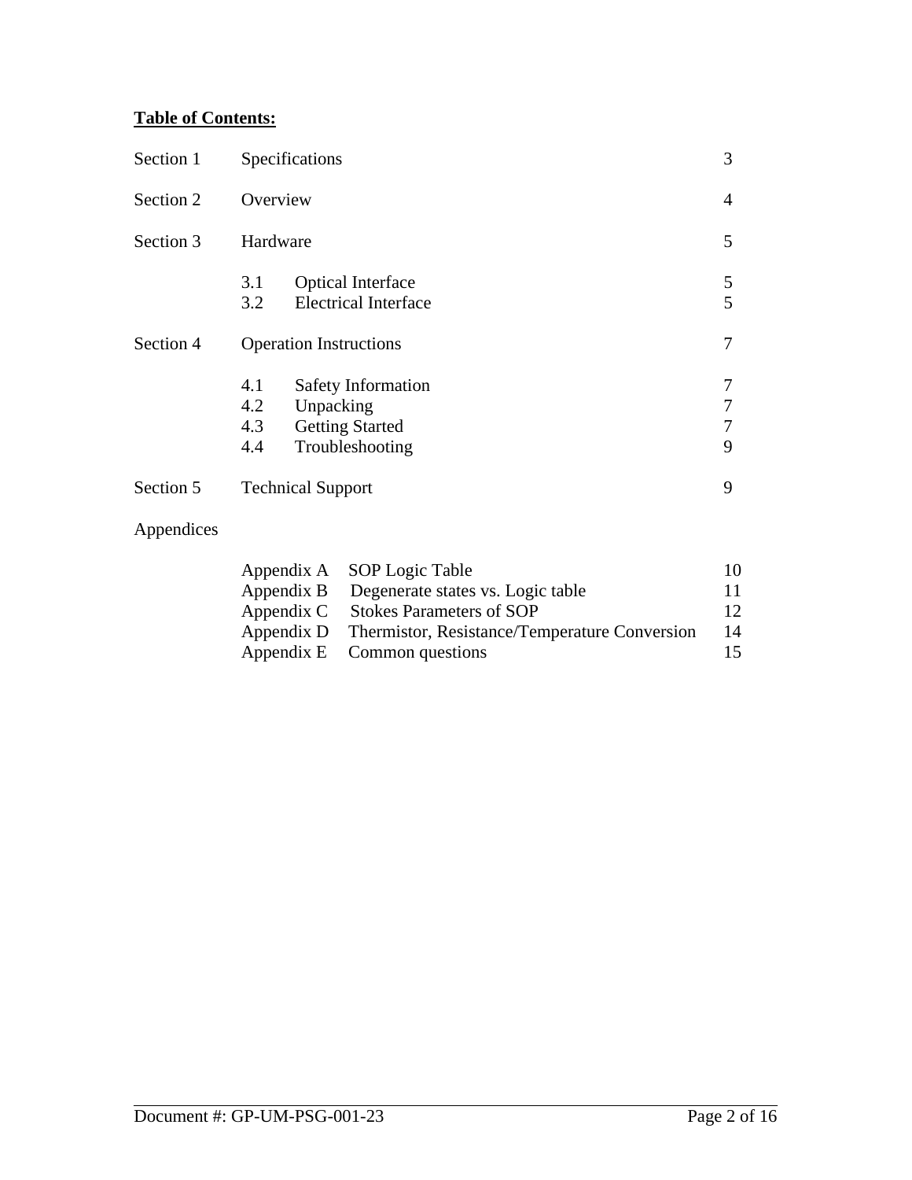**Table of Contents:**

| | | |
|---|---|---|
| Section 1 | Specifications | 3 |
| Section 2 | Overview | 4 |
| Section 3 | Hardware | 5 |
| | 3.1 Optical Interface | 5 |
| | 3.2 Electrical Interface | 5 |
| Section 4 | Operation Instructions | 7 |
| | 4.1 Safety Information | 7 |
| | 4.2 Unpacking | 7 |
| | 4.3 Getting Started | 7 |
| | 4.4 Troubleshooting | 9 |
| Section 5 | Technical Support | 9 |
| Appendices | | |
| | Appendix A SOP Logic Table | 10 |
| | Appendix B Degenerate states vs. Logic table | 11 |
| | Appendix C Stokes Parameters of SOP | 12 |
| | Appendix D Thermistor, Resistance/Temperature Conversion | 14 |
| | Appendix E Common questions | 15 |

Document #: GP-UM-PSG-001-23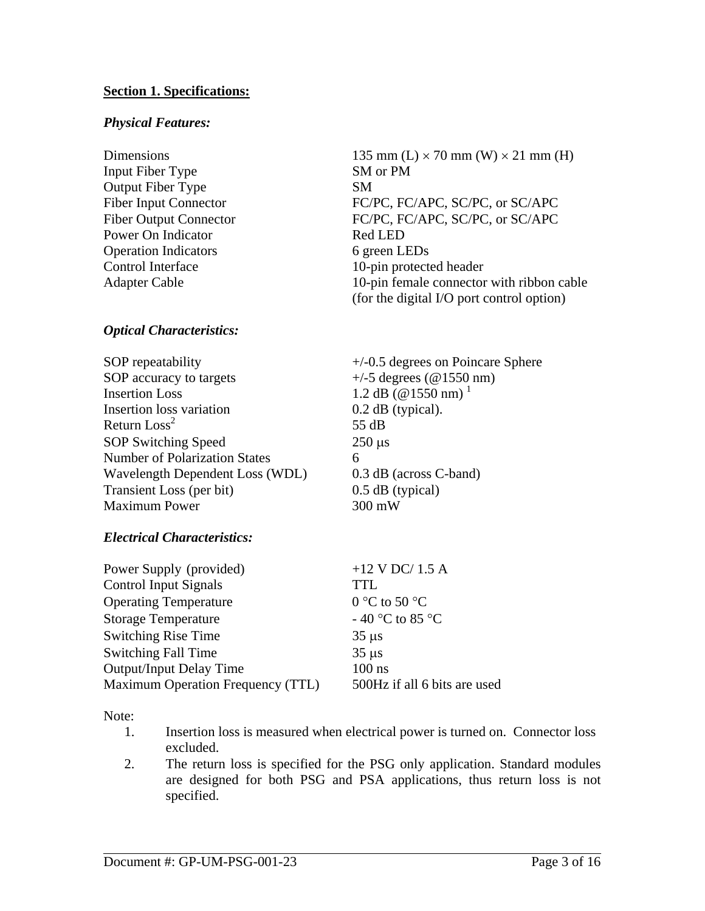## Section 1. Specifications:

### *Physical Features:*

| | |
|---|---|
| Dimensions | 135 mm (L) × 70 mm (W) × 21 mm (H) |
| Input Fiber Type | SM or PM |
| Output Fiber Type | SM |
| Fiber Input Connector | FC/PC, FC/APC, SC/PC, or SC/APC |
| Fiber Output Connector | FC/PC, FC/APC, SC/PC, or SC/APC |
| Power On Indicator | Red LED |
| Operation Indicators | 6 green LEDs |
| Control Interface | 10-pin protected header |
| Adapter Cable | 10-pin female connector with ribbon cable (for the digital I/O port control option) |

### *Optical Characteristics:*

| | |
|---|---|
| SOP repeatability | +/-0.5 degrees on Poincare Sphere |
| SOP accuracy to targets | +/-5 degrees (@1550 nm) |
| Insertion Loss | 1.2 dB (@1550 nm) [1] |
| Insertion loss variation | 0.2 dB (typical). |
| Return Loss[2] | 55 dB |
| SOP Switching Speed | 250 μs |
| Number of Polarization States | 6 |
| Wavelength Dependent Loss (WDL) | 0.3 dB (across C-band) |
| Transient Loss (per bit) | 0.5 dB (typical) |
| Maximum Power | 300 mW |

### *Electrical Characteristics:*

| | |
|---|---|
| Power Supply (provided) | +12 V DC/ 1.5 A |
| Control Input Signals | TTL |
| Operating Temperature | 0 °C to 50 °C |
| Storage Temperature | - 40 °C to 85 °C |
| Switching Rise Time | 35 μs |
| Switching Fall Time | 35 μs |
| Output/Input Delay Time | 100 ns |
| Maximum Operation Frequency (TTL) | 500Hz if all 6 bits are used |

Note:

1. Insertion loss is measured when electrical power is turned on. Connector loss excluded.
2. The return loss is specified for the PSG only application. Standard modules are designed for both PSG and PSA applications, thus return loss is not specified.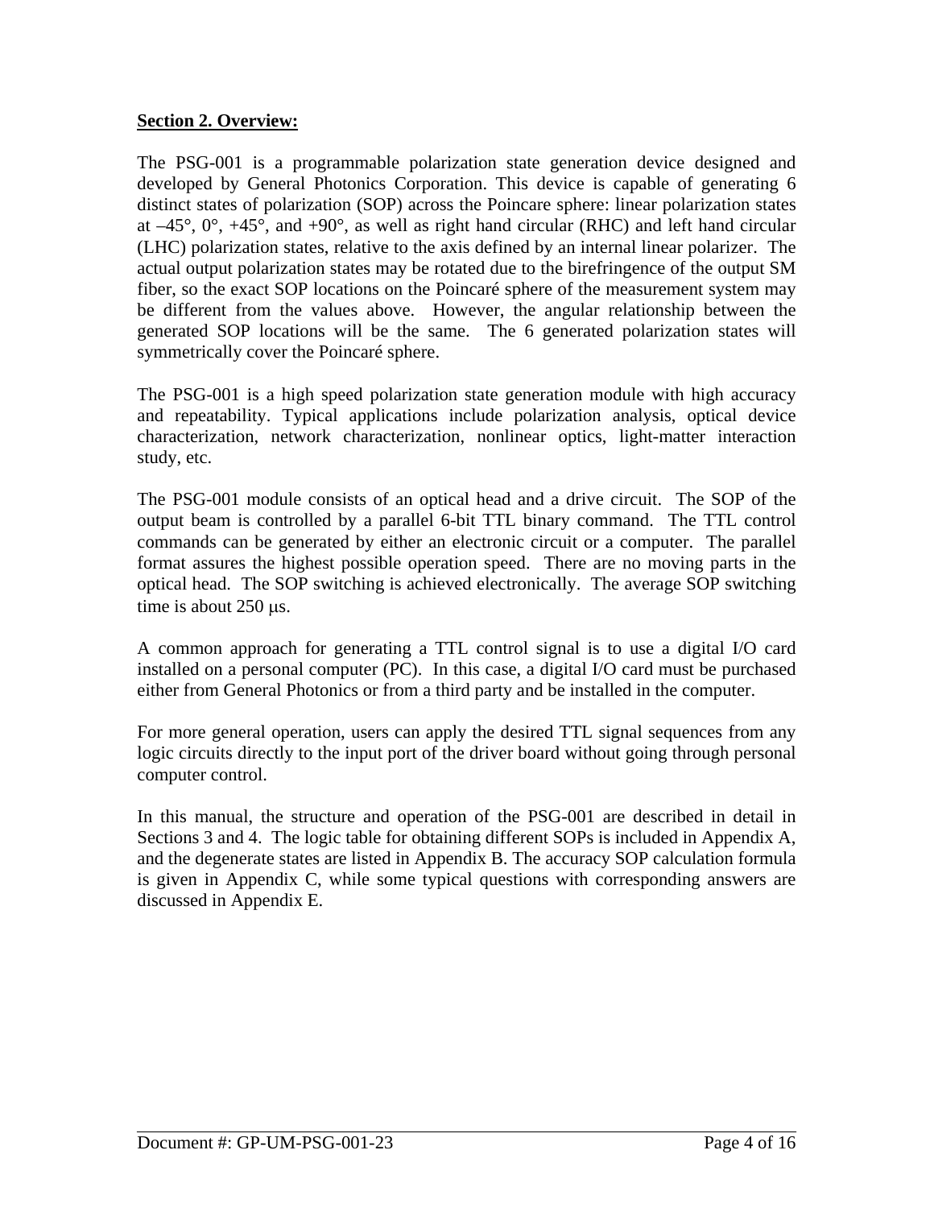**Section 2. Overview:**

The PSG-001 is a programmable polarization state generation device designed and developed by General Photonics Corporation. This device is capable of generating 6 distinct states of polarization (SOP) across the Poincare sphere: linear polarization states at –45°, 0°, +45°, and +90°, as well as right hand circular (RHC) and left hand circular (LHC) polarization states, relative to the axis defined by an internal linear polarizer. The actual output polarization states may be rotated due to the birefringence of the output SM fiber, so the exact SOP locations on the Poincaré sphere of the measurement system may be different from the values above. However, the angular relationship between the generated SOP locations will be the same. The 6 generated polarization states will symmetrically cover the Poincaré sphere.

The PSG-001 is a high speed polarization state generation module with high accuracy and repeatability. Typical applications include polarization analysis, optical device characterization, network characterization, nonlinear optics, light-matter interaction study, etc.

The PSG-001 module consists of an optical head and a drive circuit. The SOP of the output beam is controlled by a parallel 6-bit TTL binary command. The TTL control commands can be generated by either an electronic circuit or a computer. The parallel format assures the highest possible operation speed. There are no moving parts in the optical head. The SOP switching is achieved electronically. The average SOP switching time is about 250 $\mu$s.

A common approach for generating a TTL control signal is to use a digital I/O card installed on a personal computer (PC). In this case, a digital I/O card must be purchased either from General Photonics or from a third party and be installed in the computer.

For more general operation, users can apply the desired TTL signal sequences from any logic circuits directly to the input port of the driver board without going through personal computer control.

In this manual, the structure and operation of the PSG-001 are described in detail in Sections 3 and 4. The logic table for obtaining different SOPs is included in Appendix A, and the degenerate states are listed in Appendix B. The accuracy SOP calculation formula is given in Appendix C, while some typical questions with corresponding answers are discussed in Appendix E.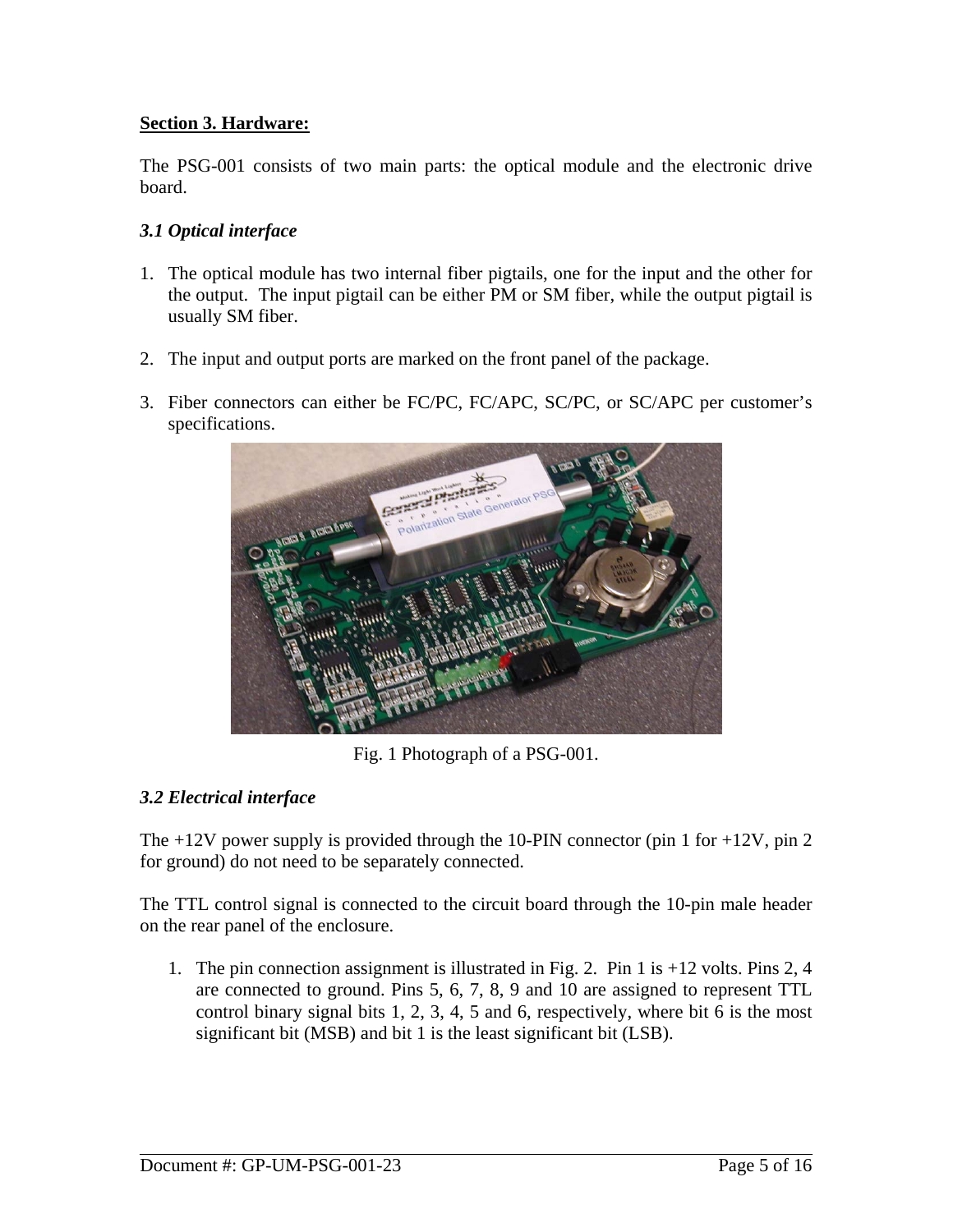## Section 3. Hardware:

The PSG-001 consists of two main parts: the optical module and the electronic drive board.

### *3.1 Optical interface*

1. The optical module has two internal fiber pigtails, one for the input and the other for the output. The input pigtail can be either PM or SM fiber, while the output pigtail is usually SM fiber.

2. The input and output ports are marked on the front panel of the package.

3. Fiber connectors can either be FC/PC, FC/APC, SC/PC, or SC/APC per customer's specifications.

Fig. 1 Photograph of a PSG-001.

### *3.2 Electrical interface*

The +12V power supply is provided through the 10-PIN connector (pin 1 for +12V, pin 2 for ground) do not need to be separately connected.

The TTL control signal is connected to the circuit board through the 10-pin male header on the rear panel of the enclosure.

1. The pin connection assignment is illustrated in Fig. 2. Pin 1 is +12 volts. Pins 2, 4 are connected to ground. Pins 5, 6, 7, 8, 9 and 10 are assigned to represent TTL control binary signal bits 1, 2, 3, 4, 5 and 6, respectively, where bit 6 is the most significant bit (MSB) and bit 1 is the least significant bit (LSB).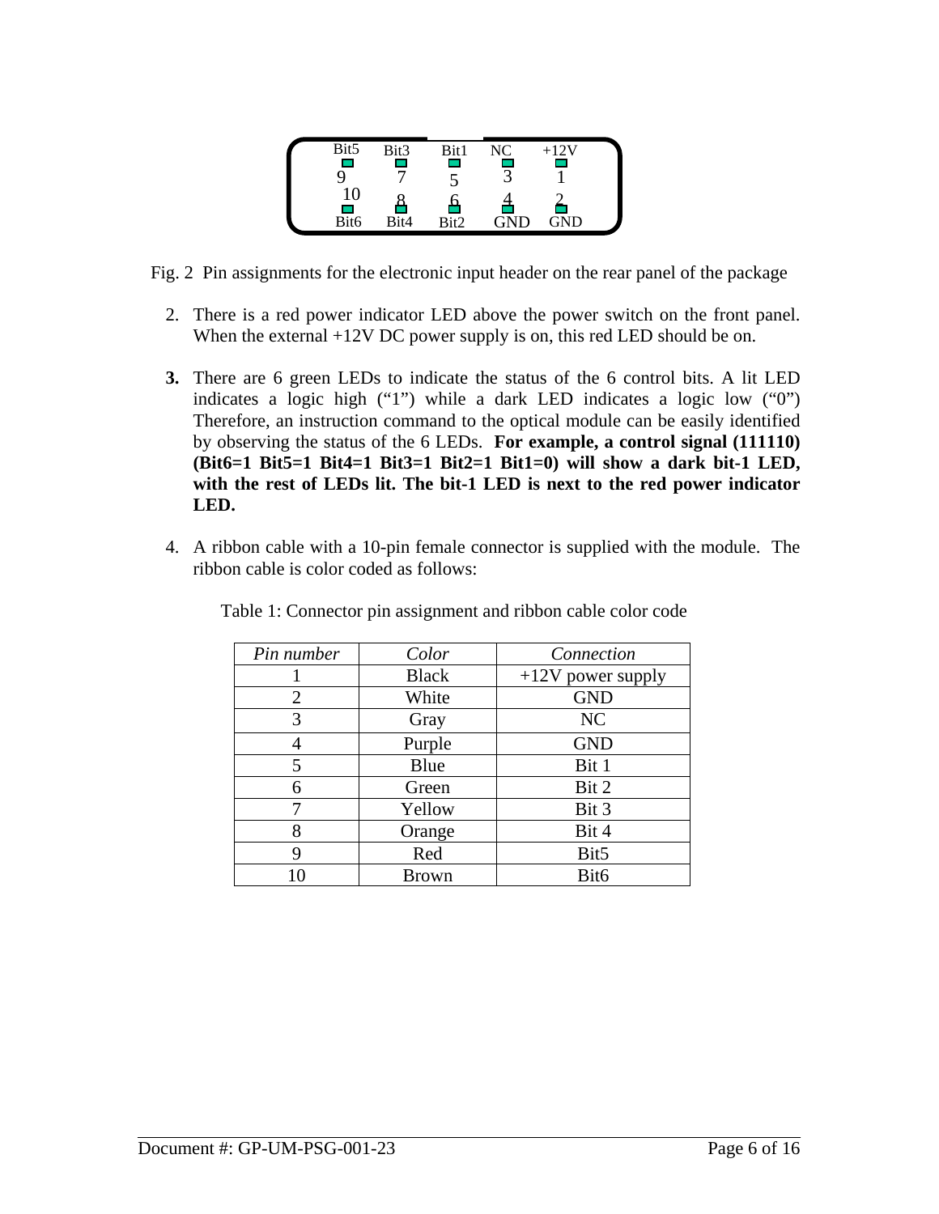| Bit5 | Bit3 | Bit1 | NC | +12V |
|---|---|---|---|---|
| 9 | 7 | 5 | 3 | 1 |
| 10 | 8 | 6 | 4 | 2 |
| Bit6 | Bit4 | Bit2 | GND | GND |

Fig. 2 Pin assignments for the electronic input header on the rear panel of the package

2. There is a red power indicator LED above the power switch on the front panel. When the external +12V DC power supply is on, this red LED should be on.

3. There are 6 green LEDs to indicate the status of the 6 control bits. A lit LED indicates a logic high ("1") while a dark LED indicates a logic low ("0") Therefore, an instruction command to the optical module can be easily identified by observing the status of the 6 LEDs. **For example, a control signal (111110) (Bit6=1 Bit5=1 Bit4=1 Bit3=1 Bit2=1 Bit1=0) will show a dark bit-1 LED, with the rest of LEDs lit. The bit-1 LED is next to the red power indicator LED.**

4. A ribbon cable with a 10-pin female connector is supplied with the module. The ribbon cable is color coded as follows:

Table 1: Connector pin assignment and ribbon cable color code

| *Pin number* | *Color* | *Connection* |
|---|---|---|
| 1 | Black | +12V power supply |
| 2 | White | GND |
| 3 | Gray | NC |
| 4 | Purple | GND |
| 5 | Blue | Bit 1 |
| 6 | Green | Bit 2 |
| 7 | Yellow | Bit 3 |
| 8 | Orange | Bit 4 |
| 9 | Red | Bit5 |
| 10 | Brown | Bit6 |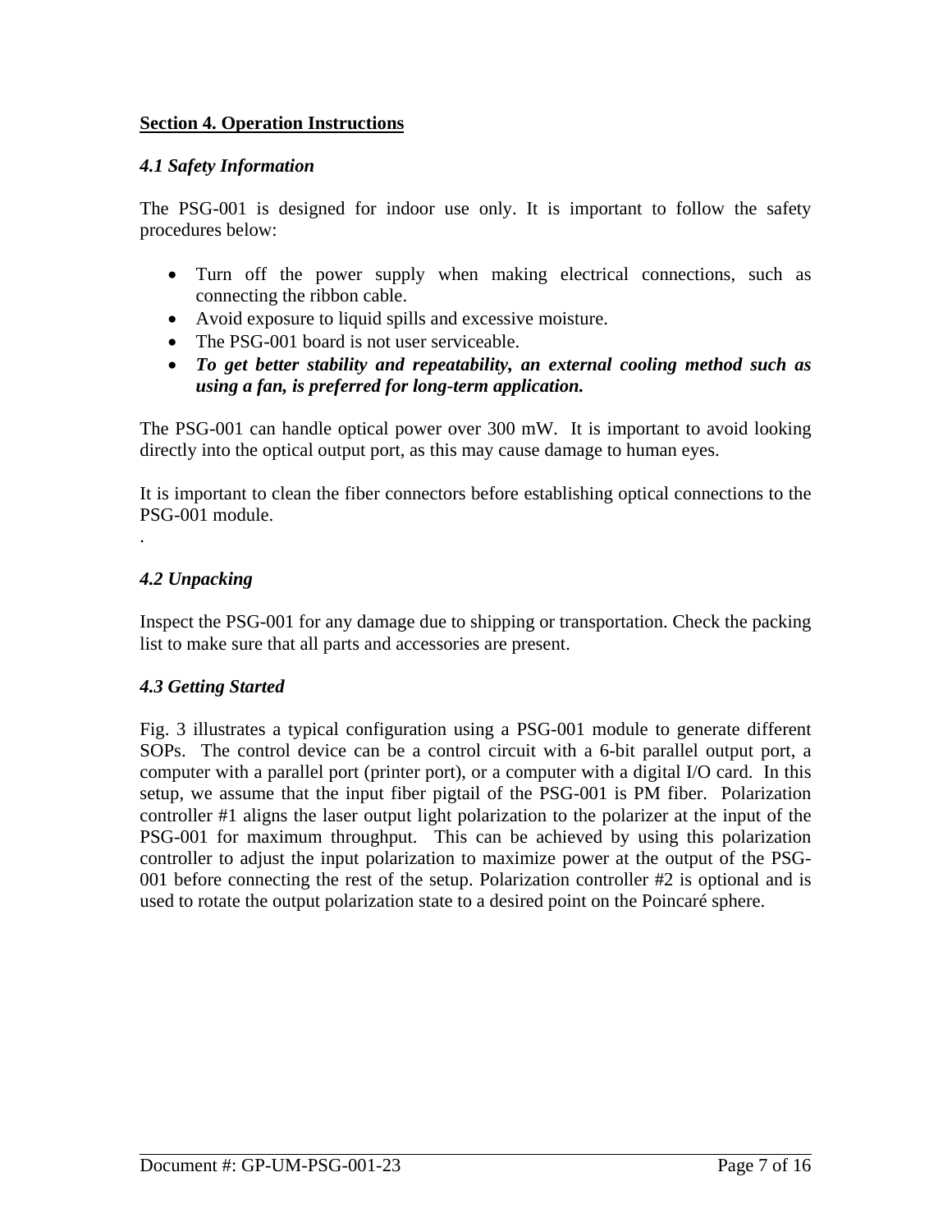## Section 4. Operation Instructions

### *4.1 Safety Information*

The PSG-001 is designed for indoor use only. It is important to follow the safety procedures below:

- Turn off the power supply when making electrical connections, such as connecting the ribbon cable.
- Avoid exposure to liquid spills and excessive moisture.
- The PSG-001 board is not user serviceable.
- ***To get better stability and repeatability, an external cooling method such as using a fan, is preferred for long-term application.***

The PSG-001 can handle optical power over 300 mW. It is important to avoid looking directly into the optical output port, as this may cause damage to human eyes.

It is important to clean the fiber connectors before establishing optical connections to the PSG-001 module.
.

### *4.2 Unpacking*

Inspect the PSG-001 for any damage due to shipping or transportation. Check the packing list to make sure that all parts and accessories are present.

### *4.3 Getting Started*

Fig. 3 illustrates a typical configuration using a PSG-001 module to generate different SOPs. The control device can be a control circuit with a 6-bit parallel output port, a computer with a parallel port (printer port), or a computer with a digital I/O card. In this setup, we assume that the input fiber pigtail of the PSG-001 is PM fiber. Polarization controller #1 aligns the laser output light polarization to the polarizer at the input of the PSG-001 for maximum throughput. This can be achieved by using this polarization controller to adjust the input polarization to maximize power at the output of the PSG-001 before connecting the rest of the setup. Polarization controller #2 is optional and is used to rotate the output polarization state to a desired point on the Poincaré sphere.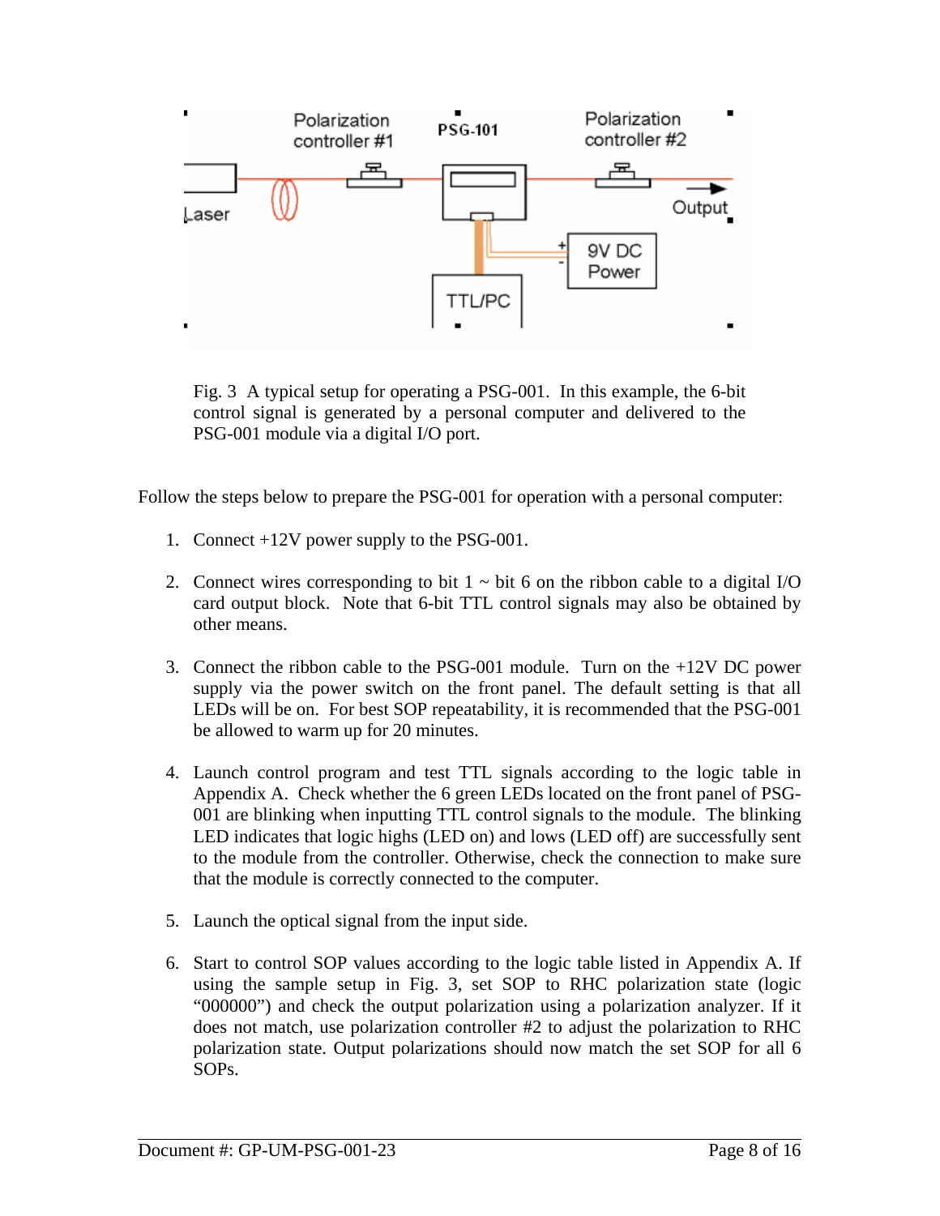Fig. 3 A typical setup for operating a PSG-001. In this example, the 6-bit control signal is generated by a personal computer and delivered to the PSG-001 module via a digital I/O port.

Follow the steps below to prepare the PSG-001 for operation with a personal computer:

1. Connect +12V power supply to the PSG-001.

2. Connect wires corresponding to bit 1 ~ bit 6 on the ribbon cable to a digital I/O card output block. Note that 6-bit TTL control signals may also be obtained by other means.

3. Connect the ribbon cable to the PSG-001 module. Turn on the +12V DC power supply via the power switch on the front panel. The default setting is that all LEDs will be on. For best SOP repeatability, it is recommended that the PSG-001 be allowed to warm up for 20 minutes.

4. Launch control program and test TTL signals according to the logic table in Appendix A. Check whether the 6 green LEDs located on the front panel of PSG-001 are blinking when inputting TTL control signals to the module. The blinking LED indicates that logic highs (LED on) and lows (LED off) are successfully sent to the module from the controller. Otherwise, check the connection to make sure that the module is correctly connected to the computer.

5. Launch the optical signal from the input side.

6. Start to control SOP values according to the logic table listed in Appendix A. If using the sample setup in Fig. 3, set SOP to RHC polarization state (logic "000000") and check the output polarization using a polarization analyzer. If it does not match, use polarization controller #2 to adjust the polarization to RHC polarization state. Output polarizations should now match the set SOP for all 6 SOPs.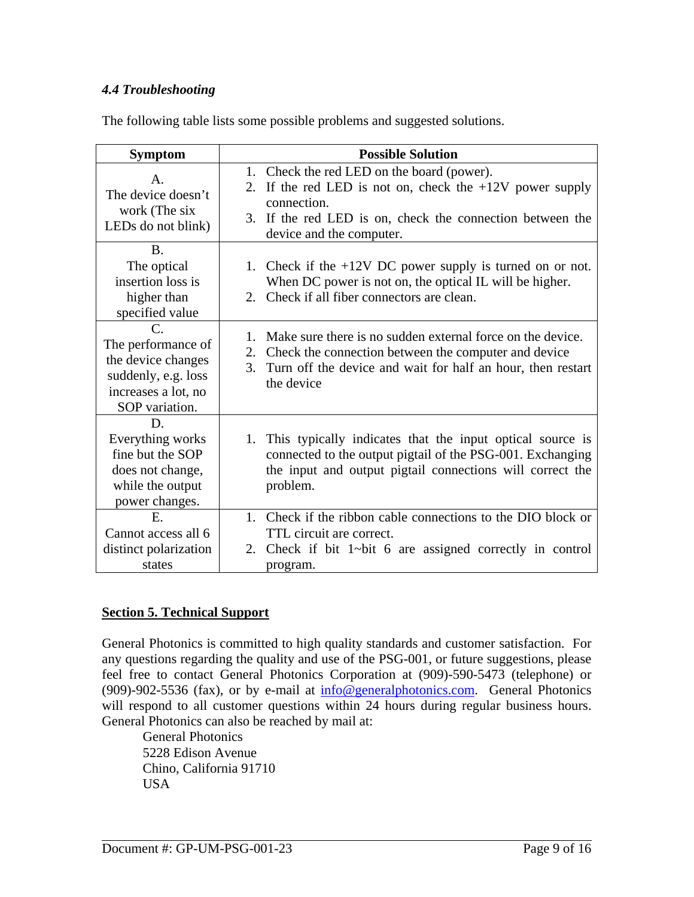### *4.4 Troubleshooting*

The following table lists some possible problems and suggested solutions.

| Symptom | Possible Solution |
|---|---|
| A. The device doesn't work (The six LEDs do not blink) | 1. Check the red LED on the board (power).<br>2. If the red LED is not on, check the +12V power supply connection.<br>3. If the red LED is on, check the connection between the device and the computer. |
| B. The optical insertion loss is higher than specified value | 1. Check if the +12V DC power supply is turned on or not. When DC power is not on, the optical IL will be higher.<br>2. Check if all fiber connectors are clean. |
| C. The performance of the device changes suddenly, e.g. loss increases a lot, no SOP variation. | 1. Make sure there is no sudden external force on the device.<br>2. Check the connection between the computer and device<br>3. Turn off the device and wait for half an hour, then restart the device |
| D. Everything works fine but the SOP does not change, while the output power changes. | 1. This typically indicates that the input optical source is connected to the output pigtail of the PSG-001. Exchanging the input and output pigtail connections will correct the problem. |
| E. Cannot access all 6 distinct polarization states | 1. Check if the ribbon cable connections to the DIO block or TTL circuit are correct.<br>2. Check if bit 1~bit 6 are assigned correctly in control program. |

## Section 5. Technical Support

General Photonics is committed to high quality standards and customer satisfaction. For any questions regarding the quality and use of the PSG-001, or future suggestions, please feel free to contact General Photonics Corporation at (909)-590-5473 (telephone) or (909)-902-5536 (fax), or by e-mail at info@generalphotonics.com. General Photonics will respond to all customer questions within 24 hours during regular business hours. General Photonics can also be reached by mail at:

General Photonics
5228 Edison Avenue
Chino, California 91710
USA

Document #: GP-UM-PSG-001-23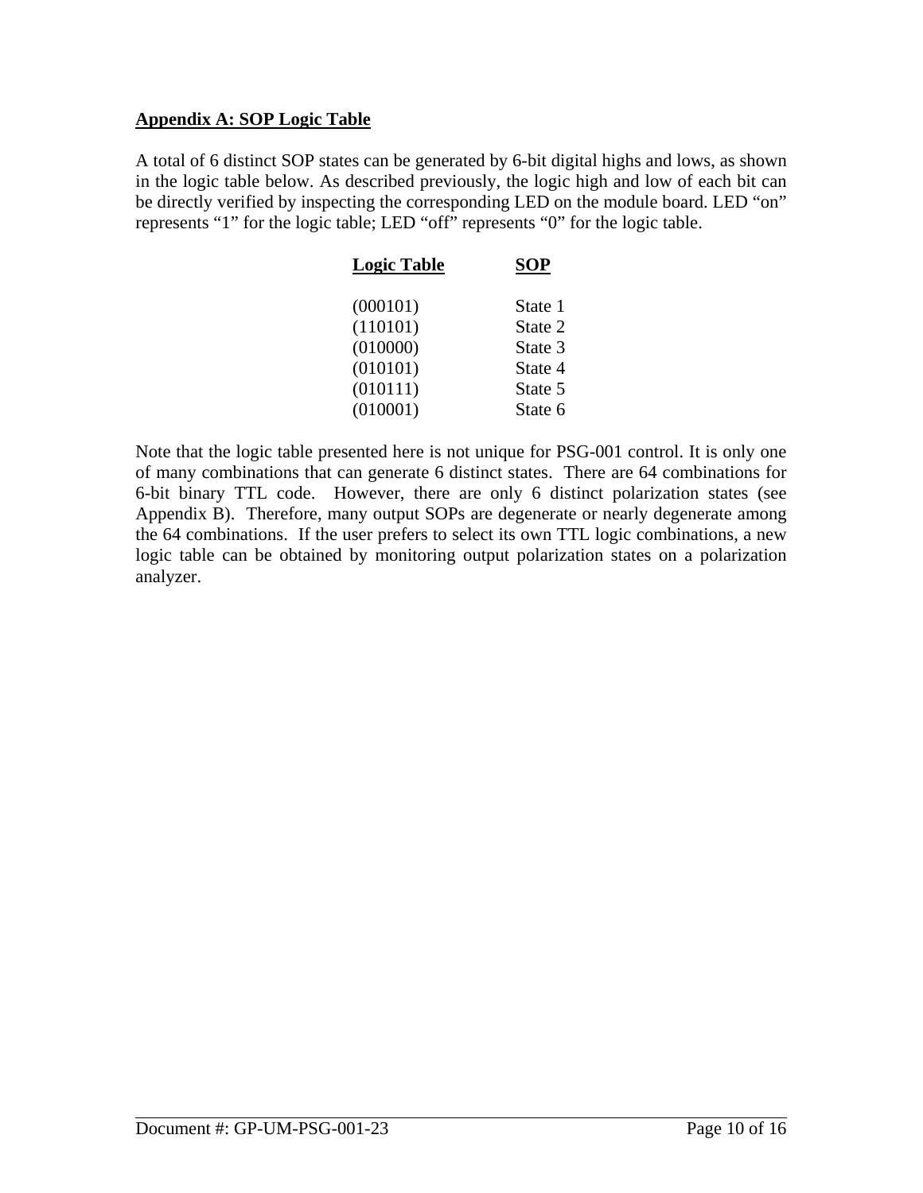## Appendix A: SOP Logic Table

A total of 6 distinct SOP states can be generated by 6-bit digital highs and lows, as shown in the logic table below. As described previously, the logic high and low of each bit can be directly verified by inspecting the corresponding LED on the module board. LED "on" represents "1" for the logic table; LED "off" represents "0" for the logic table.

| Logic Table | SOP |
|---|---|
| (000101) | State 1 |
| (110101) | State 2 |
| (010000) | State 3 |
| (010101) | State 4 |
| (010111) | State 5 |
| (010001) | State 6 |

Note that the logic table presented here is not unique for PSG-001 control. It is only one of many combinations that can generate 6 distinct states. There are 64 combinations for 6-bit binary TTL code. However, there are only 6 distinct polarization states (see Appendix B). Therefore, many output SOPs are degenerate or nearly degenerate among the 64 combinations. If the user prefers to select its own TTL logic combinations, a new logic table can be obtained by monitoring output polarization states on a polarization analyzer.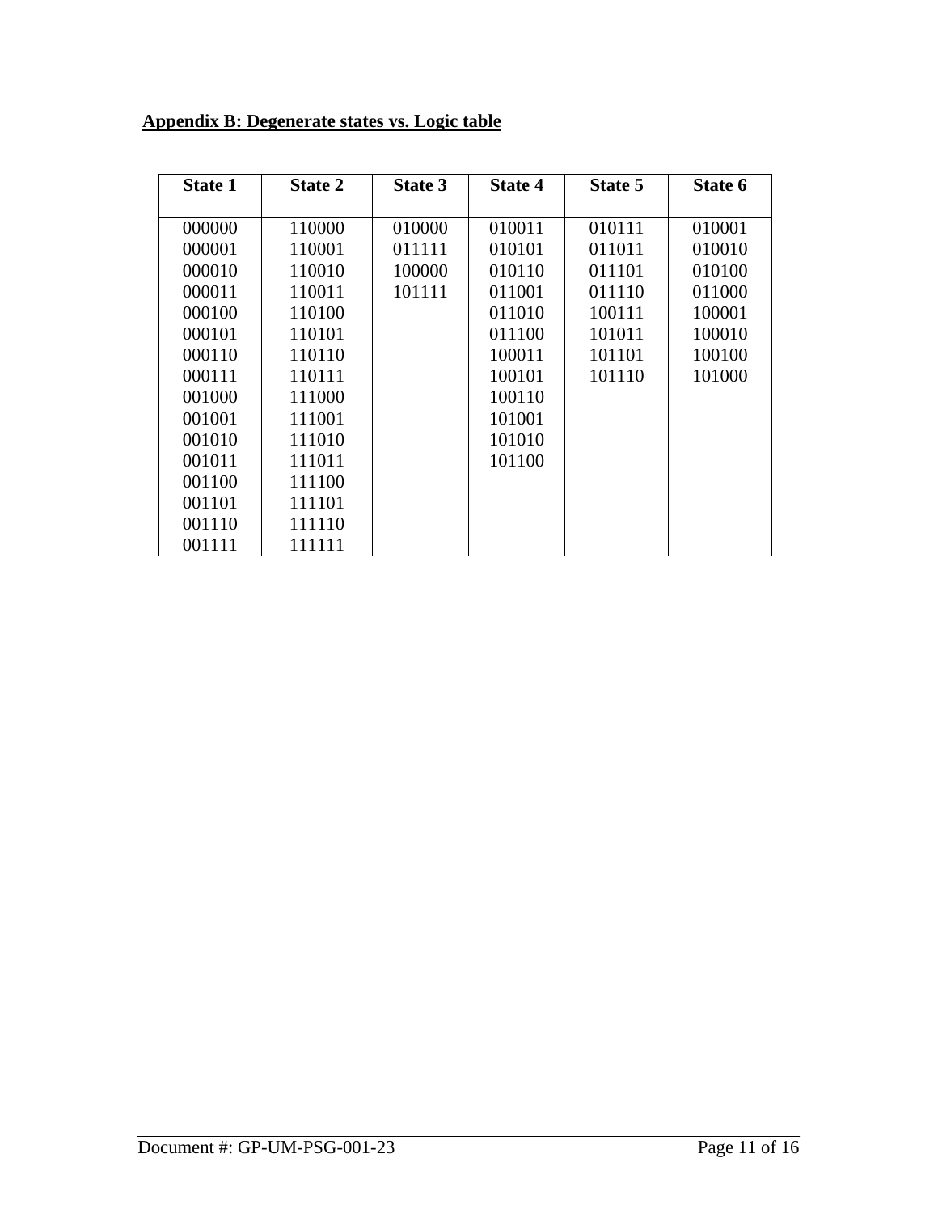**Appendix B: Degenerate states vs. Logic table**

| State 1 | State 2 | State 3 | State 4 | State 5 | State 6 |
|---|---|---|---|---|---|
| 000000 | 110000 | 010000 | 010011 | 010111 | 010001 |
| 000001 | 110001 | 011111 | 010101 | 011011 | 010010 |
| 000010 | 110010 | 100000 | 010110 | 011101 | 010100 |
| 000011 | 110011 | 101111 | 011001 | 011110 | 011000 |
| 000100 | 110100 | | 011010 | 100111 | 100001 |
| 000101 | 110101 | | 011100 | 101011 | 100010 |
| 000110 | 110110 | | 100011 | 101101 | 100100 |
| 000111 | 110111 | | 100101 | 101110 | 101000 |
| 001000 | 111000 | | 100110 | | |
| 001001 | 111001 | | 101001 | | |
| 001010 | 111010 | | 101010 | | |
| 001011 | 111011 | | 101100 | | |
| 001100 | 111100 | | | | |
| 001101 | 111101 | | | | |
| 001110 | 111110 | | | | |
| 001111 | 111111 | | | | |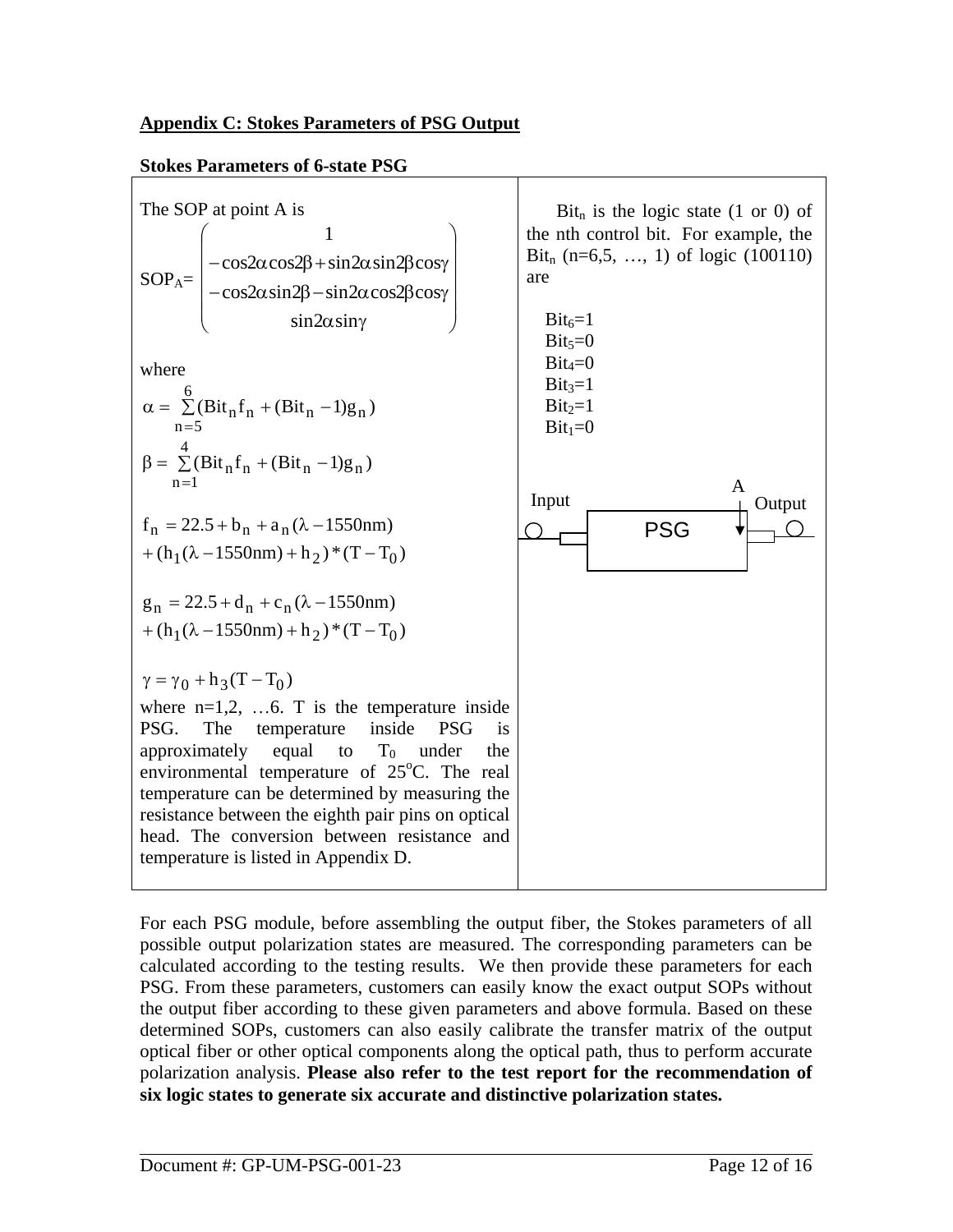## Appendix C: Stokes Parameters of PSG Output

### Stokes Parameters of 6-state PSG

The SOP at point A is

$$SOP_A = \begin{pmatrix} 1 \\ -\cos 2\alpha \cos 2\beta + \sin 2\alpha \sin 2\beta \cos\gamma \\ -\cos 2\alpha \sin 2\beta - \sin 2\alpha \cos 2\beta \cos\gamma \\ \sin 2\alpha \sin\gamma \end{pmatrix}$$

where

$$\alpha = \sum_{n=5}^{6} (Bit_n f_n + (Bit_n - 1) g_n)$$

$$\beta = \sum_{n=1}^{4} (Bit_n f_n + (Bit_n - 1) g_n)$$

$$f_n = 22.5 + b_n + a_n(\lambda - 1550\text{nm}) + (h_1(\lambda - 1550\text{nm}) + h_2) * (T - T_0)$$

$$g_n = 22.5 + d_n + c_n(\lambda - 1550\text{nm}) + (h_1(\lambda - 1550\text{nm}) + h_2) * (T - T_0)$$

$$\gamma = \gamma_0 + h_3(T - T_0)$$

where n=1,2, …6. T is the temperature inside PSG. The temperature inside PSG is approximately equal to $T_0$ under the environmental temperature of 25°C. The real temperature can be determined by measuring the resistance between the eighth pair pins on optical head. The conversion between resistance and temperature is listed in Appendix D.

$Bit_n$ is the logic state (1 or 0) of the nth control bit. For example, the $Bit_n$ (n=6,5, …, 1) of logic (100110) are

$Bit_6$=1
$Bit_5$=0
$Bit_4$=0
$Bit_3$=1
$Bit_2$=1
$Bit_1$=0

Input — PSG — A — Output

For each PSG module, before assembling the output fiber, the Stokes parameters of all possible output polarization states are measured. The corresponding parameters can be calculated according to the testing results. We then provide these parameters for each PSG. From these parameters, customers can easily know the exact output SOPs without the output fiber according to these given parameters and above formula. Based on these determined SOPs, customers can also easily calibrate the transfer matrix of the output optical fiber or other optical components along the optical path, thus to perform accurate polarization analysis. **Please also refer to the test report for the recommendation of six logic states to generate six accurate and distinctive polarization states.**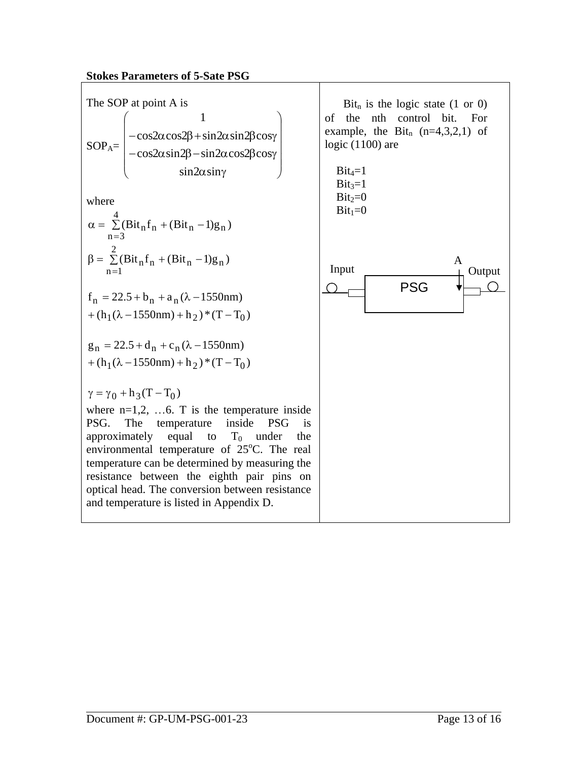**Stokes Parameters of 5-Sate PSG**

The SOP at point A is

$$
SOP_A = \begin{pmatrix} 1 \\ -\cos 2\alpha \cos 2\beta + \sin 2\alpha \sin 2\beta \cos\gamma \\ -\cos 2\alpha \sin 2\beta - \sin 2\alpha \cos 2\beta \cos\gamma \\ \sin 2\alpha \sin\gamma \end{pmatrix}
$$

where

$$
\alpha = \sum_{n=3}^{4} (Bit_n f_n + (Bit_n - 1) g_n)
$$

$$
\beta = \sum_{n=1}^{2} (Bit_n f_n + (Bit_n - 1) g_n)
$$

$$
f_n = 22.5 + b_n + a_n(\lambda - 1550\text{nm}) + (h_1(\lambda - 1550\text{nm}) + h_2) * (T - T_0)
$$

$$
g_n = 22.5 + d_n + c_n(\lambda - 1550\text{nm}) + (h_1(\lambda - 1550\text{nm}) + h_2) * (T - T_0)
$$

$$
\gamma = \gamma_0 + h_3(T - T_0)
$$

where n=1,2, …6. T is the temperature inside PSG. The temperature inside PSG is approximately equal to $T_0$ under the environmental temperature of 25°C. The real temperature can be determined by measuring the resistance between the eighth pair pins on optical head. The conversion between resistance and temperature is listed in Appendix D.

$Bit_n$ is the logic state (1 or 0) of the nth control bit. For example, the $Bit_n$ (n=4,3,2,1) of logic (1100) are

$Bit_4$=1
$Bit_3$=1
$Bit_2$=0
$Bit_1$=0

Input — PSG — A — Output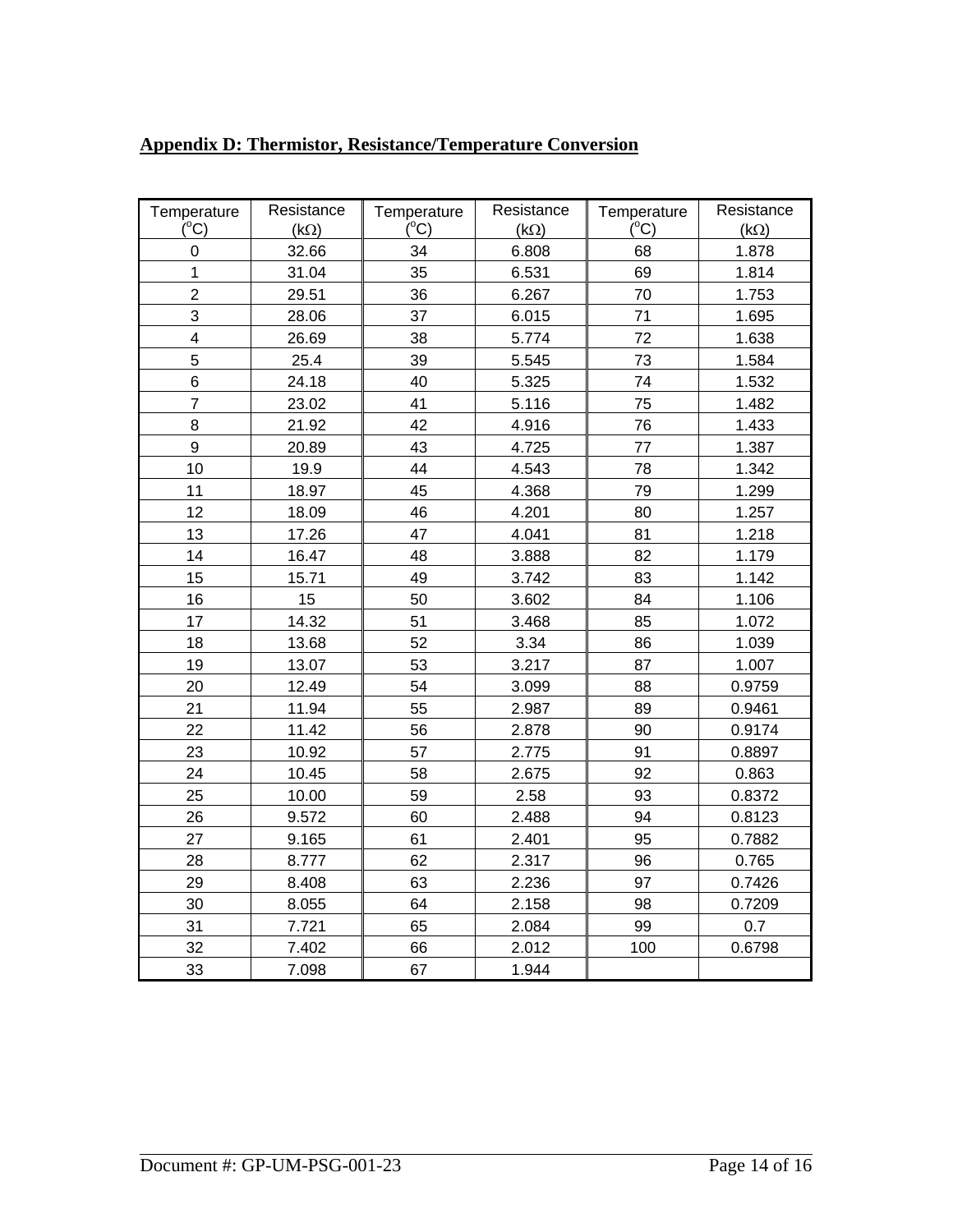## Appendix D: Thermistor, Resistance/Temperature Conversion

| Temperature (°C) | Resistance (kΩ) | Temperature (°C) | Resistance (kΩ) | Temperature (°C) | Resistance (kΩ) |
|---|---|---|---|---|---|
| 0 | 32.66 | 34 | 6.808 | 68 | 1.878 |
| 1 | 31.04 | 35 | 6.531 | 69 | 1.814 |
| 2 | 29.51 | 36 | 6.267 | 70 | 1.753 |
| 3 | 28.06 | 37 | 6.015 | 71 | 1.695 |
| 4 | 26.69 | 38 | 5.774 | 72 | 1.638 |
| 5 | 25.4 | 39 | 5.545 | 73 | 1.584 |
| 6 | 24.18 | 40 | 5.325 | 74 | 1.532 |
| 7 | 23.02 | 41 | 5.116 | 75 | 1.482 |
| 8 | 21.92 | 42 | 4.916 | 76 | 1.433 |
| 9 | 20.89 | 43 | 4.725 | 77 | 1.387 |
| 10 | 19.9 | 44 | 4.543 | 78 | 1.342 |
| 11 | 18.97 | 45 | 4.368 | 79 | 1.299 |
| 12 | 18.09 | 46 | 4.201 | 80 | 1.257 |
| 13 | 17.26 | 47 | 4.041 | 81 | 1.218 |
| 14 | 16.47 | 48 | 3.888 | 82 | 1.179 |
| 15 | 15.71 | 49 | 3.742 | 83 | 1.142 |
| 16 | 15 | 50 | 3.602 | 84 | 1.106 |
| 17 | 14.32 | 51 | 3.468 | 85 | 1.072 |
| 18 | 13.68 | 52 | 3.34 | 86 | 1.039 |
| 19 | 13.07 | 53 | 3.217 | 87 | 1.007 |
| 20 | 12.49 | 54 | 3.099 | 88 | 0.9759 |
| 21 | 11.94 | 55 | 2.987 | 89 | 0.9461 |
| 22 | 11.42 | 56 | 2.878 | 90 | 0.9174 |
| 23 | 10.92 | 57 | 2.775 | 91 | 0.8897 |
| 24 | 10.45 | 58 | 2.675 | 92 | 0.863 |
| 25 | 10.00 | 59 | 2.58 | 93 | 0.8372 |
| 26 | 9.572 | 60 | 2.488 | 94 | 0.8123 |
| 27 | 9.165 | 61 | 2.401 | 95 | 0.7882 |
| 28 | 8.777 | 62 | 2.317 | 96 | 0.765 |
| 29 | 8.408 | 63 | 2.236 | 97 | 0.7426 |
| 30 | 8.055 | 64 | 2.158 | 98 | 0.7209 |
| 31 | 7.721 | 65 | 2.084 | 99 | 0.7 |
| 32 | 7.402 | 66 | 2.012 | 100 | 0.6798 |
| 33 | 7.098 | 67 | 1.944 | | |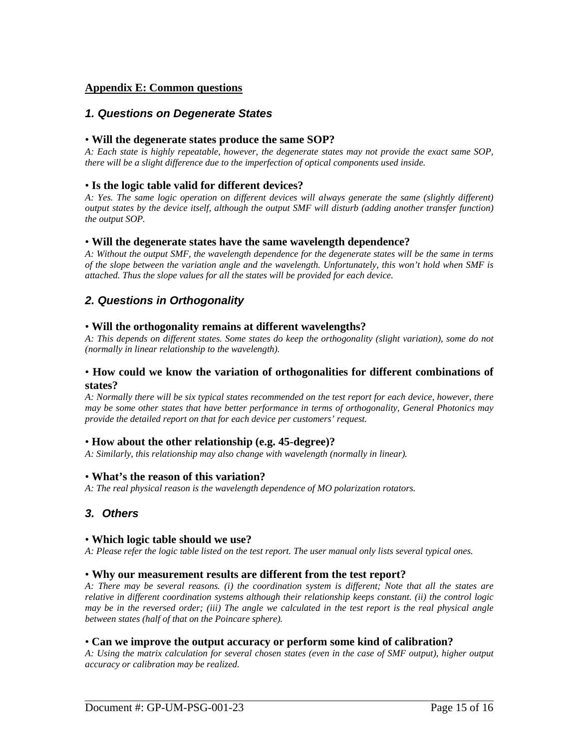## Appendix E: Common questions

### *1. Questions on Degenerate States*

• **Will the degenerate states produce the same SOP?**

*A: Each state is highly repeatable, however, the degenerate states may not provide the exact same SOP, there will be a slight difference due to the imperfection of optical components used inside.*

• **Is the logic table valid for different devices?**

*A: Yes. The same logic operation on different devices will always generate the same (slightly different) output states by the device itself, although the output SMF will disturb (adding another transfer function) the output SOP.*

• **Will the degenerate states have the same wavelength dependence?**

*A: Without the output SMF, the wavelength dependence for the degenerate states will be the same in terms of the slope between the variation angle and the wavelength. Unfortunately, this won't hold when SMF is attached. Thus the slope values for all the states will be provided for each device.*

### *2. Questions in Orthogonality*

• **Will the orthogonality remains at different wavelengths?**

*A: This depends on different states. Some states do keep the orthogonality (slight variation), some do not (normally in linear relationship to the wavelength).*

• **How could we know the variation of orthogonalities for different combinations of states?**

*A: Normally there will be six typical states recommended on the test report for each device, however, there may be some other states that have better performance in terms of orthogonality, General Photonics may provide the detailed report on that for each device per customers' request.*

• **How about the other relationship (e.g. 45-degree)?**

*A: Similarly, this relationship may also change with wavelength (normally in linear).*

• **What's the reason of this variation?**

*A: The real physical reason is the wavelength dependence of MO polarization rotators.*

### *3. Others*

• **Which logic table should we use?**

*A: Please refer the logic table listed on the test report. The user manual only lists several typical ones.*

• **Why our measurement results are different from the test report?**

*A: There may be several reasons. (i) the coordination system is different; Note that all the states are relative in different coordination systems although their relationship keeps constant. (ii) the control logic may be in the reversed order; (iii) The angle we calculated in the test report is the real physical angle between states (half of that on the Poincare sphere).*

• **Can we improve the output accuracy or perform some kind of calibration?**

*A: Using the matrix calculation for several chosen states (even in the case of SMF output), higher output accuracy or calibration may be realized.*

Document #: GP-UM-PSG-001-23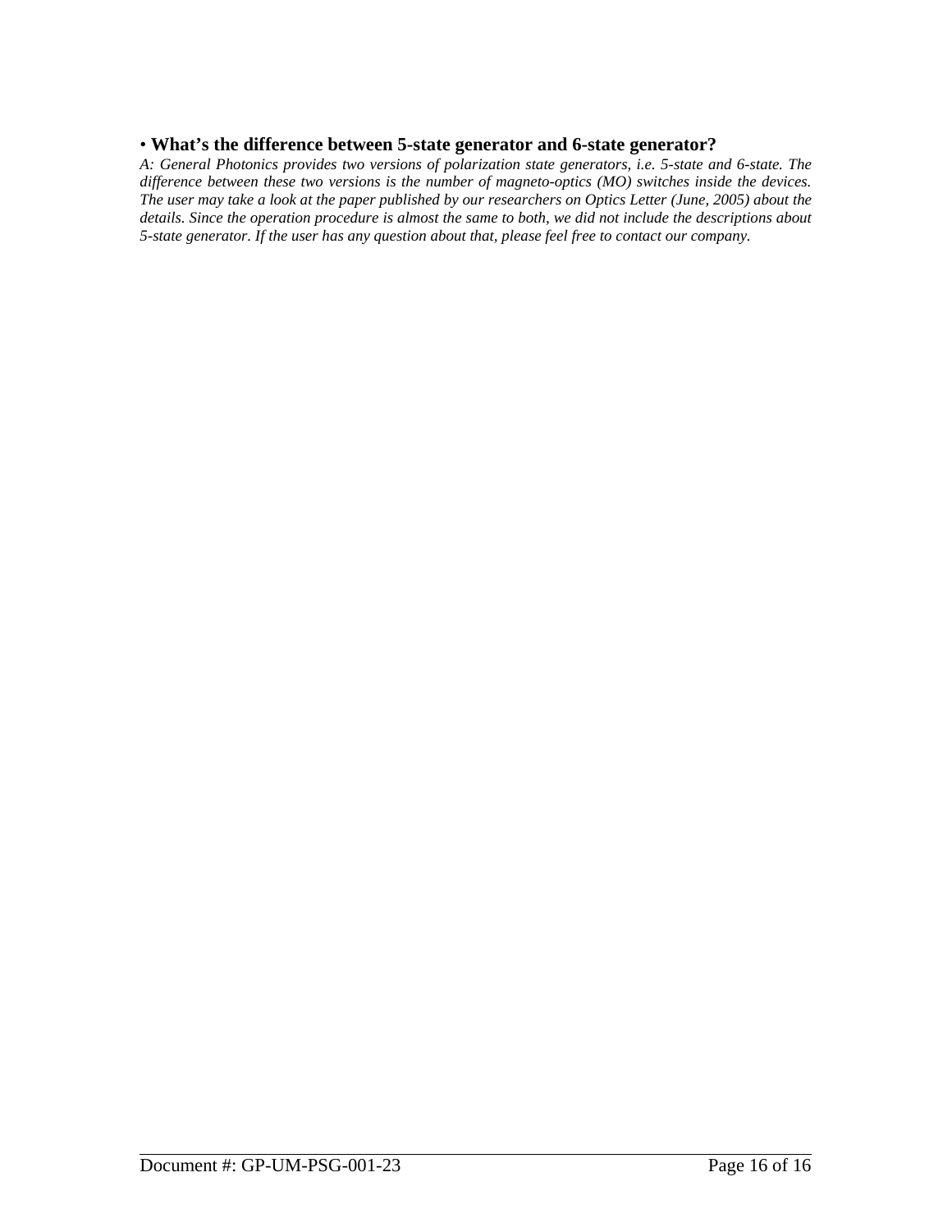• **What's the difference between 5-state generator and 6-state generator?**

*A: General Photonics provides two versions of polarization state generators, i.e. 5-state and 6-state. The difference between these two versions is the number of magneto-optics (MO) switches inside the devices. The user may take a look at the paper published by our researchers on Optics Letter (June, 2005) about the details. Since the operation procedure is almost the same to both, we did not include the descriptions about 5-state generator. If the user has any question about that, please feel free to contact our company.*